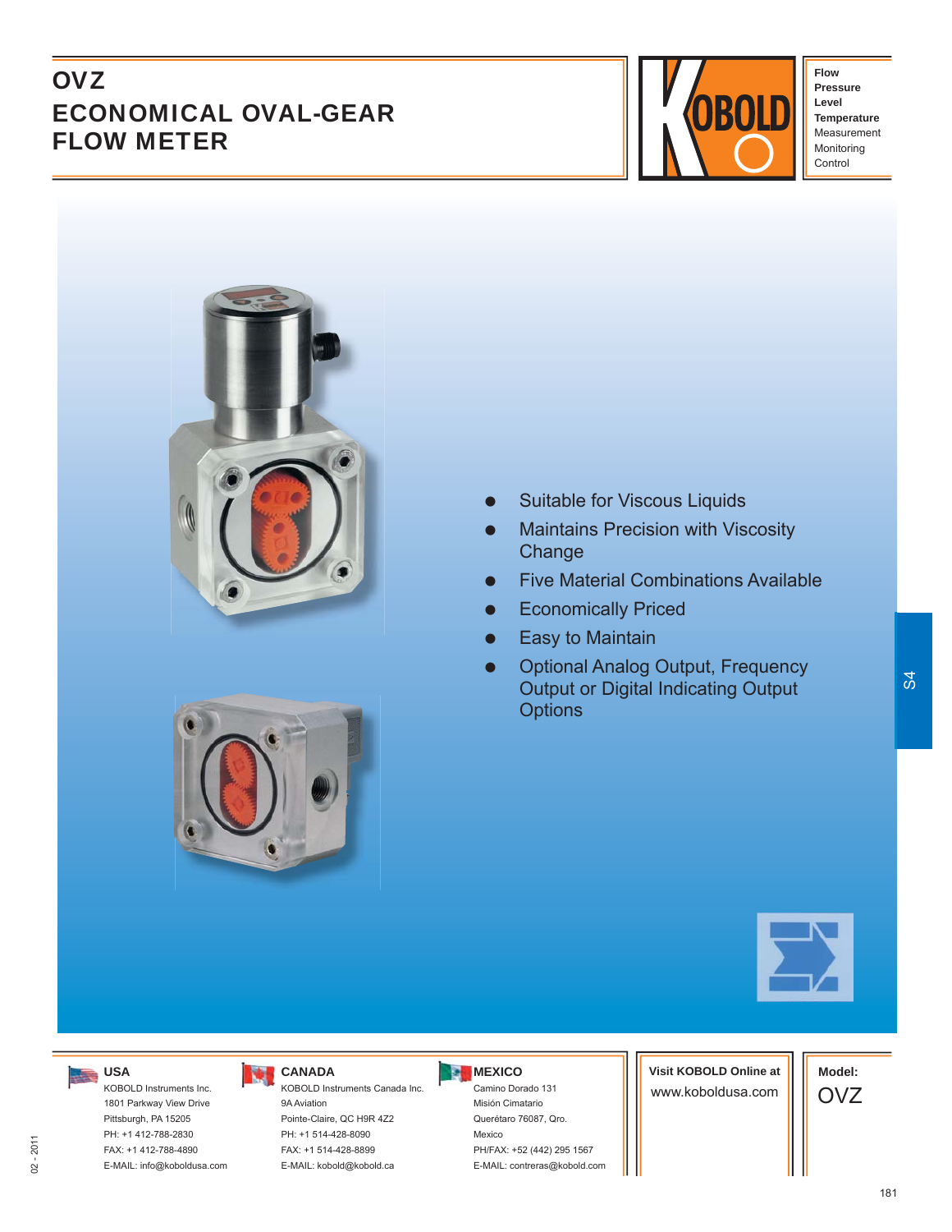# OVZ
# ECONOMICAL OVAL-GEAR FLOW METER

**Flow**
**Pressure**
**Level**
**Temperature**
Measurement
Monitoring
Control

- Suitable for Viscous Liquids
- Maintains Precision with Viscosity Change
- Five Material Combinations Available
- Economically Priced
- Easy to Maintain
- Optional Analog Output, Frequency Output or Digital Indicating Output Options

S4

**USA**
KOBOLD Instruments Inc.
1801 Parkway View Drive
Pittsburgh, PA 15205
PH: +1 412-788-2830
FAX: +1 412-788-4890
E-MAIL: info@koboldusa.com

**CANADA**
KOBOLD Instruments Canada Inc.
9A Aviation
Pointe-Claire, QC H9R 4Z2
PH: +1 514-428-8090
FAX: +1 514-428-8899
E-MAIL: kobold@kobold.ca

**MEXICO**
Camino Dorado 131
Misión Cimatario
Querétaro 76087, Qro.
Mexico
PH/FAX: +52 (442) 295 1567
E-MAIL: contreras@kobold.com

**Visit KOBOLD Online at**
www.koboldusa.com

**Model:**
OVZ

02 - 2011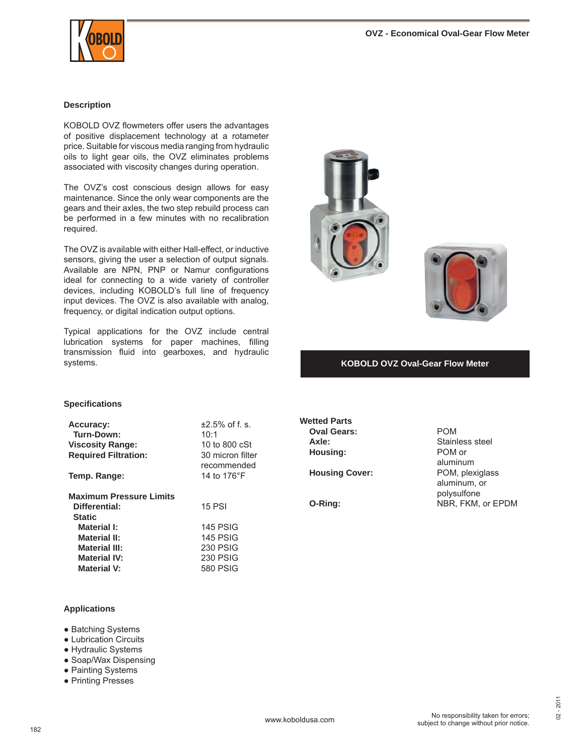## Description

KOBOLD OVZ flowmeters offer users the advantages of positive displacement technology at a rotameter price. Suitable for viscous media ranging from hydraulic oils to light gear oils, the OVZ eliminates problems associated with viscosity changes during operation.

The OVZ's cost conscious design allows for easy maintenance. Since the only wear components are the gears and their axles, the two step rebuild process can be performed in a few minutes with no recalibration required.

The OVZ is available with either Hall-effect, or inductive sensors, giving the user a selection of output signals. Available are NPN, PNP or Namur configurations ideal for connecting to a wide variety of controller devices, including KOBOLD's full line of frequency input devices. The OVZ is also available with analog, frequency, or digital indication output options.

Typical applications for the OVZ include central lubrication systems for paper machines, filling transmission fluid into gearboxes, and hydraulic systems.

**KOBOLD OVZ Oval-Gear Flow Meter**

## Specifications

| | |
|---|---|
| **Accuracy:** | ±2.5% of f. s. |
| **Turn-Down:** | 10:1 |
| **Viscosity Range:** | 10 to 800 cSt |
| **Required Filtration:** | 30 micron filter recommended |
| **Temp. Range:** | 14 to 176°F |
| **Maximum Pressure Limits** | |
| **Differential:** | 15 PSI |
| **Static** | |
| **Material I:** | 145 PSIG |
| **Material II:** | 145 PSIG |
| **Material III:** | 230 PSIG |
| **Material IV:** | 230 PSIG |
| **Material V:** | 580 PSIG |

| **Wetted Parts** | |
|---|---|
| **Oval Gears:** | POM |
| **Axle:** | Stainless steel |
| **Housing:** | POM or aluminum |
| **Housing Cover:** | POM, plexiglass aluminum, or polysulfone |
| **O-Ring:** | NBR, FKM, or EPDM |

## Applications

- Batching Systems
- Lubrication Circuits
- Hydraulic Systems
- Soap/Wax Dispensing
- Painting Systems
- Printing Presses

No responsibility taken for errors; subject to change without prior notice.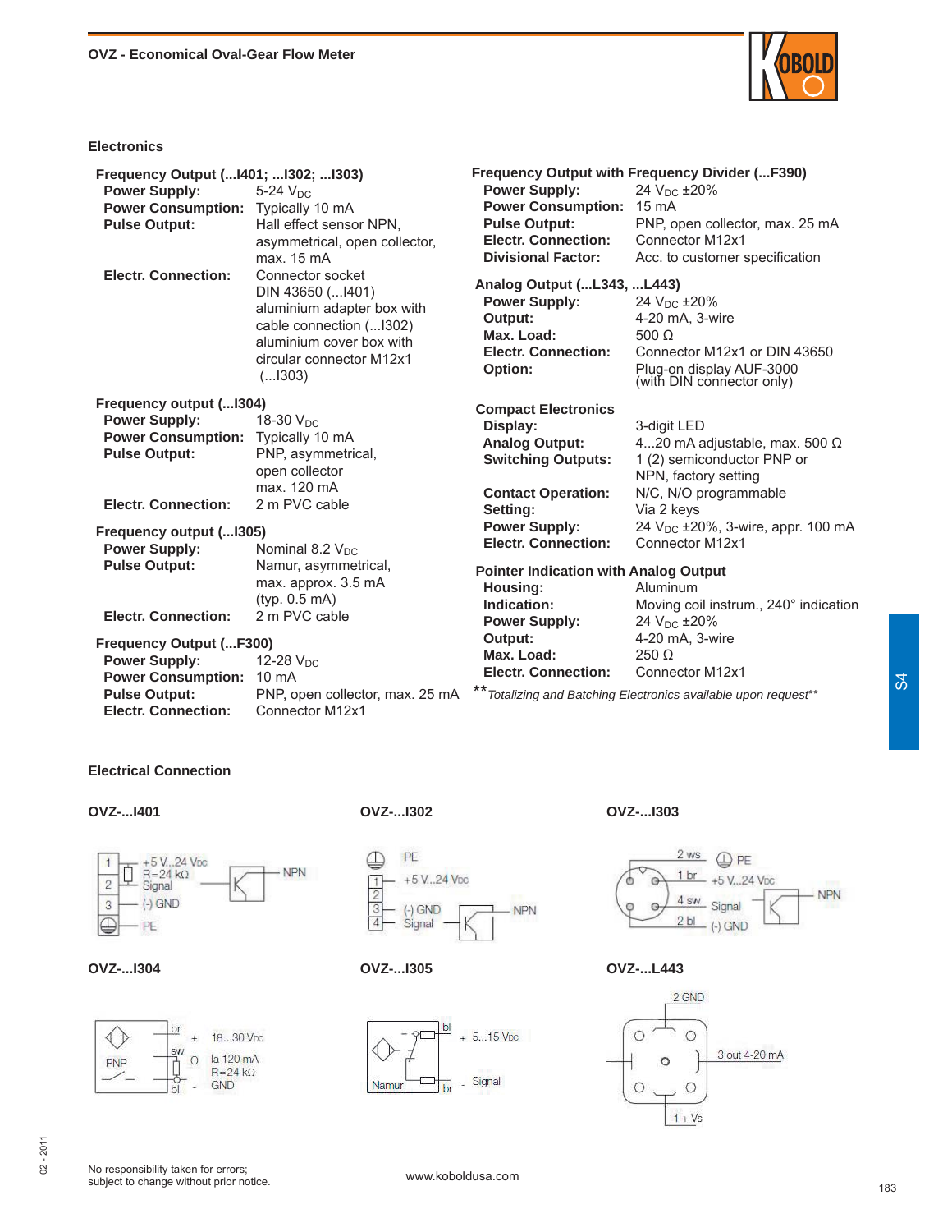## Electronics

### Frequency Output (...I401; ...I302; ...I303)

| | |
|---|---|
| **Power Supply:** | 5-24 $V_{DC}$ |
| **Power Consumption:** | Typically 10 mA |
| **Pulse Output:** | Hall effect sensor NPN, asymmetrical, open collector, max. 15 mA |
| **Electr. Connection:** | Connector socket DIN 43650 (...I401) aluminium adapter box with cable connection (...I302) aluminium cover box with circular connector M12x1 (...I303) |

### Frequency output (...I304)

| | |
|---|---|
| **Power Supply:** | 18-30 $V_{DC}$ |
| **Power Consumption:** | Typically 10 mA |
| **Pulse Output:** | PNP, asymmetrical, open collector max. 120 mA |
| **Electr. Connection:** | 2 m PVC cable |

### Frequency output (...I305)

| | |
|---|---|
| **Power Supply:** | Nominal 8.2 $V_{DC}$ |
| **Pulse Output:** | Namur, asymmetrical, max. approx. 3.5 mA (typ. 0.5 mA) |
| **Electr. Connection:** | 2 m PVC cable |

### Frequency Output (...F300)

| | |
|---|---|
| **Power Supply:** | 12-28 $V_{DC}$ |
| **Power Consumption:** | 10 mA |
| **Pulse Output:** | PNP, open collector, max. 25 mA |
| **Electr. Connection:** | Connector M12x1 |

### Frequency Output with Frequency Divider (...F390)

| | |
|---|---|
| **Power Supply:** | 24 $V_{DC}$ ±20% |
| **Power Consumption:** | 15 mA |
| **Pulse Output:** | PNP, open collector, max. 25 mA |
| **Electr. Connection:** | Connector M12x1 |
| **Divisional Factor:** | Acc. to customer specification |

### Analog Output (...L343, ...L443)

| | |
|---|---|
| **Power Supply:** | 24 $V_{DC}$ ±20% |
| **Output:** | 4-20 mA, 3-wire |
| **Max. Load:** | 500 Ω |
| **Electr. Connection:** | Connector M12x1 or DIN 43650 |
| **Option:** | Plug-on display AUF-3000 (with DIN connector only) |

### Compact Electronics

| | |
|---|---|
| **Display:** | 3-digit LED |
| **Analog Output:** | 4...20 mA adjustable, max. 500 Ω |
| **Switching Outputs:** | 1 (2) semiconductor PNP or NPN, factory setting |
| **Contact Operation:** | N/C, N/O programmable |
| **Setting:** | Via 2 keys |
| **Power Supply:** | 24 $V_{DC}$ ±20%, 3-wire, appr. 100 mA |
| **Electr. Connection:** | Connector M12x1 |

### Pointer Indication with Analog Output

| | |
|---|---|
| **Housing:** | Aluminum |
| **Indication:** | Moving coil instrum., 240° indication |
| **Power Supply:** | 24 $V_{DC}$ ±20% |
| **Output:** | 4-20 mA, 3-wire |
| **Max. Load:** | 250 Ω |
| **Electr. Connection:** | Connector M12x1 |

** *Totalizing and Batching Electronics available upon request***

## Electrical Connection

**OVZ-...I401**

1 — +5 V...24 $V_{DC}$, R=24 kΩ; 2 — Signal; 3 — (-) GND; PE — NPN

**OVZ-...I302**

PE; 1 — +5 V...24 $V_{DC}$; 3 — (-) GND; 4 — Signal — NPN

**OVZ-...I303**

2 ws — PE; 1 br — +5 V...24 $V_{DC}$; 4 sw — Signal; 2 bl — (-) GND — NPN

**OVZ-...I304**

PNP: br + 18...30 $V_{DC}$; sw O Ia 120 mA, R=24 kΩ; bl - GND

**OVZ-...I305**

Namur: bl + 5...15 $V_{DC}$; br - Signal

**OVZ-...L443**

2 GND; 3 out 4-20 mA; 1 + Vs

No responsibility taken for errors; subject to change without prior notice.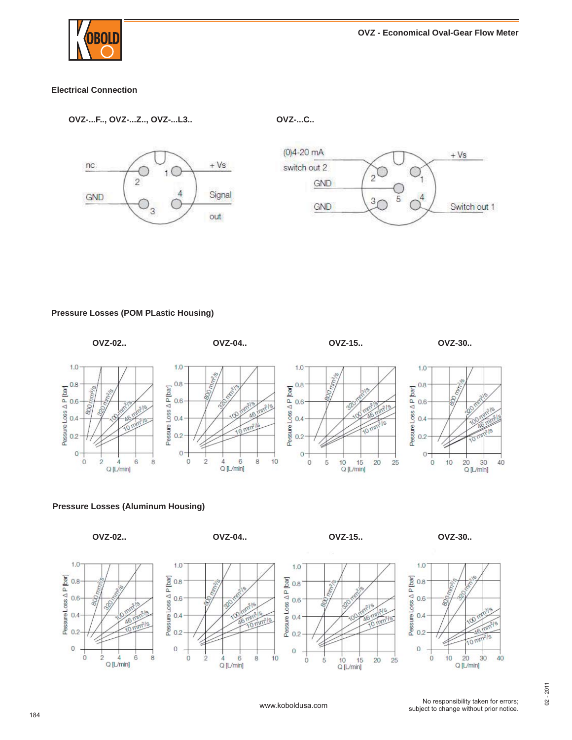## Electrical Connection

**OVZ-...F.., OVZ-...Z.., OVZ-...L3..**

nc — 2
+Vs — 1
GND — 3
Signal out — 4

**OVZ-...C..**

(0)4-20 mA switch out 2 — 2
+Vs — 1
GND — 5
GND — 3
Switch out 1 — 4

## Pressure Losses (POM PLastic Housing)

**OVZ-02..** **OVZ-04..** **OVZ-15..** **OVZ-30..**

Pressure Loss Δ P [bar] vs. Q [L/min]; curves: 800 mm²/s, 320 mm²/s, 100 mm²/s, 46 mm²/s, 10 mm²/s

## Pressure Losses (Aluminum Housing)

**OVZ-02..** **OVZ-04..** **OVZ-15..** **OVZ-30..**

Pressure Loss Δ P [bar] vs. Q [L/min]; curves: 800 mm²/s, 320 mm²/s, 100 mm²/s, 46 mm²/s, 10 mm²/s

No responsibility taken for errors; subject to change without prior notice.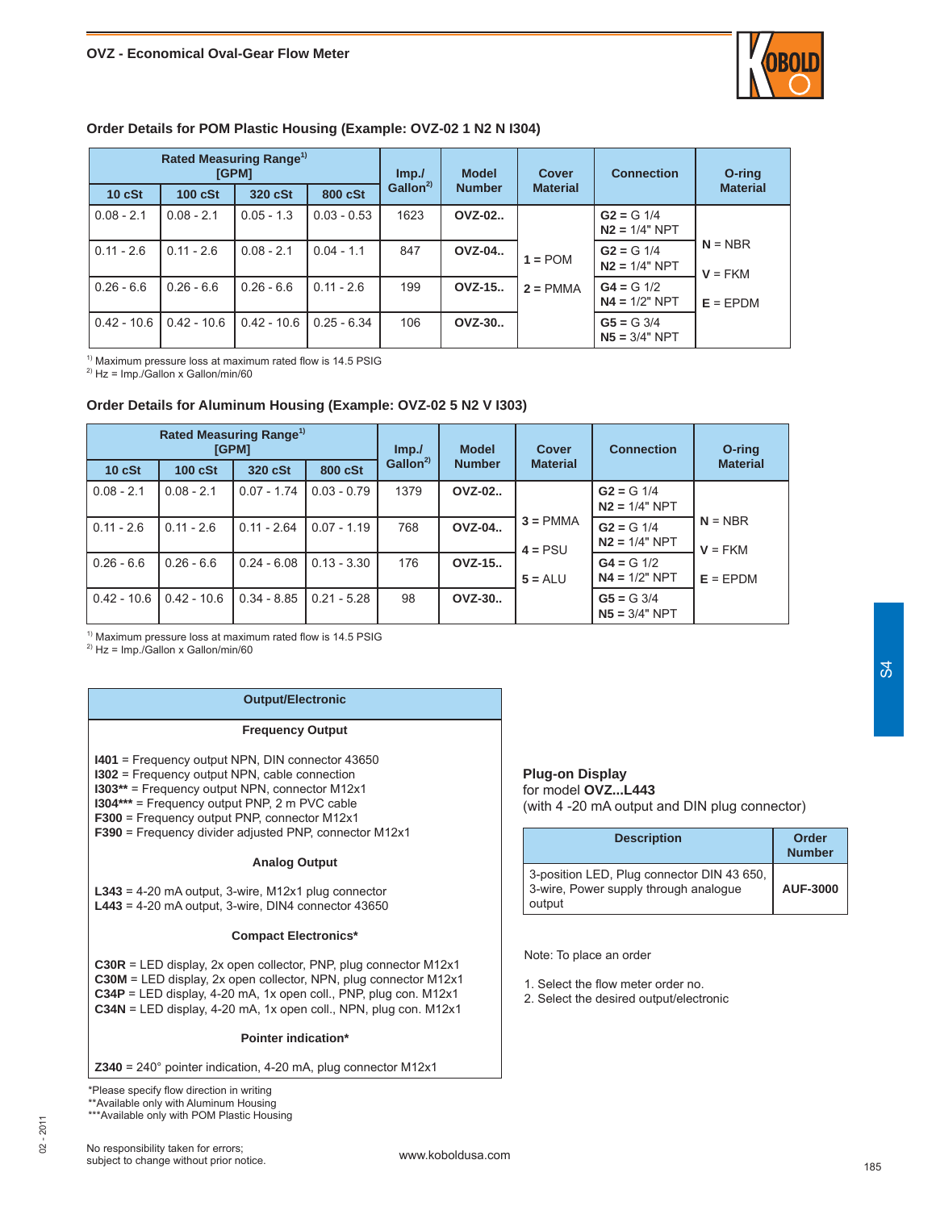## Order Details for POM Plastic Housing (Example: OVZ-02 1 N2 N I304)

| Rated Measuring Range[1] [GPM] | | | | Imp./ Gallon[2] | Model Number | Cover Material | Connection | O-ring Material |
|---|---|---|---|---|---|---|---|---|
| 10 cSt | 100 cSt | 320 cSt | 800 cSt | | | | | |
| 0.08 - 2.1 | 0.08 - 2.1 | 0.05 - 1.3 | 0.03 - 0.53 | 1623 | OVZ-02.. | 1 = POM<br>2 = PMMA | **G2** = G 1/4<br>**N2** = 1/4" NPT | **N** = NBR<br>**V** = FKM<br>**E** = EPDM |
| 0.11 - 2.6 | 0.11 - 2.6 | 0.08 - 2.1 | 0.04 - 1.1 | 847 | OVZ-04.. | | **G2** = G 1/4<br>**N2** = 1/4" NPT | |
| 0.26 - 6.6 | 0.26 - 6.6 | 0.26 - 6.6 | 0.11 - 2.6 | 199 | OVZ-15.. | | **G4** = G 1/2<br>**N4** = 1/2" NPT | |
| 0.42 - 10.6 | 0.42 - 10.6 | 0.42 - 10.6 | 0.25 - 6.34 | 106 | OVZ-30.. | | **G5** = G 3/4<br>**N5** = 3/4" NPT | |

[1] Maximum pressure loss at maximum rated flow is 14.5 PSIG
[2] Hz = Imp./Gallon x Gallon/min/60

## Order Details for Aluminum Housing (Example: OVZ-02 5 N2 V I303)

| Rated Measuring Range[1] [GPM] | | | | Imp./ Gallon[2] | Model Number | Cover Material | Connection | O-ring Material |
|---|---|---|---|---|---|---|---|---|
| 10 cSt | 100 cSt | 320 cSt | 800 cSt | | | | | |
| 0.08 - 2.1 | 0.08 - 2.1 | 0.07 - 1.74 | 0.03 - 0.79 | 1379 | OVZ-02.. | 3 = PMMA<br>4 = PSU<br>5 = ALU | **G2** = G 1/4<br>**N2** = 1/4" NPT | **N** = NBR<br>**V** = FKM<br>**E** = EPDM |
| 0.11 - 2.6 | 0.11 - 2.6 | 0.11 - 2.64 | 0.07 - 1.19 | 768 | OVZ-04.. | | **G2** = G 1/4<br>**N2** = 1/4" NPT | |
| 0.26 - 6.6 | 0.26 - 6.6 | 0.24 - 6.08 | 0.13 - 3.30 | 176 | OVZ-15.. | | **G4** = G 1/2<br>**N4** = 1/2" NPT | |
| 0.42 - 10.6 | 0.42 - 10.6 | 0.34 - 8.85 | 0.21 - 5.28 | 98 | OVZ-30.. | | **G5** = G 3/4<br>**N5** = 3/4" NPT | |

[1] Maximum pressure loss at maximum rated flow is 14.5 PSIG
[2] Hz = Imp./Gallon x Gallon/min/60

### Output/Electronic

**Frequency Output**

**I401** = Frequency output NPN, DIN connector 43650
**I302** = Frequency output NPN, cable connection
**I303**** = Frequency output NPN, connector M12x1
**I304***** = Frequency output PNP, 2 m PVC cable
**F300** = Frequency output PNP, connector M12x1
**F390** = Frequency divider adjusted PNP, connector M12x1

**Analog Output**

**L343** = 4-20 mA output, 3-wire, M12x1 plug connector
**L443** = 4-20 mA output, 3-wire, DIN4 connector 43650

**Compact Electronics***

**C30R** = LED display, 2x open collector, PNP, plug connector M12x1
**C30M** = LED display, 2x open collector, NPN, plug connector M12x1
**C34P** = LED display, 4-20 mA, 1x open coll., PNP, plug con. M12x1
**C34N** = LED display, 4-20 mA, 1x open coll., NPN, plug con. M12x1

**Pointer indication***

**Z340** = 240° pointer indication, 4-20 mA, plug connector M12x1

*Please specify flow direction in writing
**Available only with Aluminum Housing
***Available only with POM Plastic Housing

### Plug-on Display
for model **OVZ...L443**
(with 4 -20 mA output and DIN plug connector)

| Description | Order Number |
|---|---|
| 3-position LED, Plug connector DIN 43 650, 3-wire, Power supply through analogue output | **AUF-3000** |

Note: To place an order

1. Select the flow meter order no.
2. Select the desired output/electronic

No responsibility taken for errors;
subject to change without prior notice.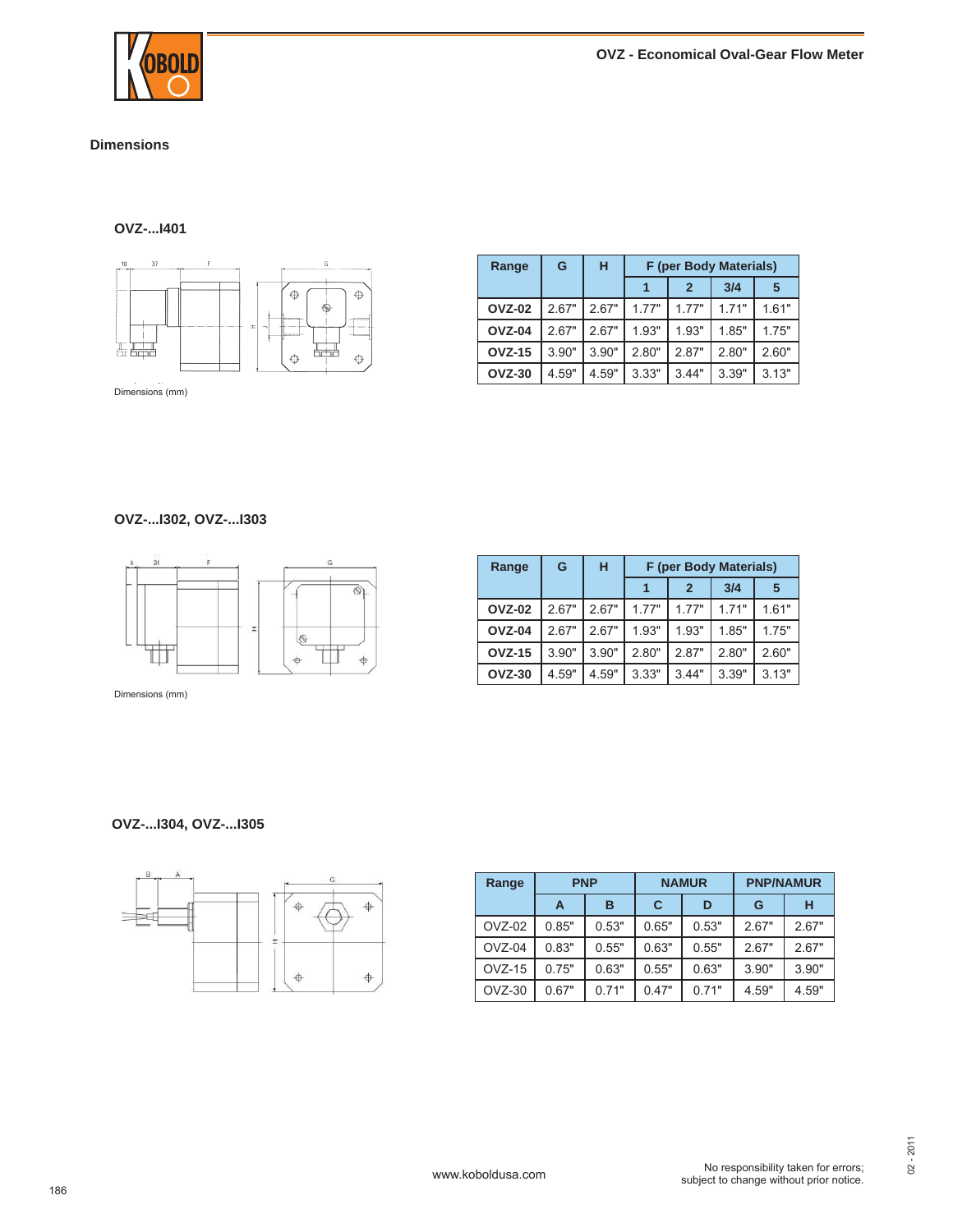## Dimensions

### OVZ-...I401

Dimensions (mm)

| Range | G | H | F (per Body Materials) | | | |
|---|---|---|---|---|---|---|
| | | | 1 | 2 | 3/4 | 5 |
| **OVZ-02** | 2.67" | 2.67" | 1.77" | 1.77" | 1.71" | 1.61" |
| **OVZ-04** | 2.67" | 2.67" | 1.93" | 1.93" | 1.85" | 1.75" |
| **OVZ-15** | 3.90" | 3.90" | 2.80" | 2.87" | 2.80" | 2.60" |
| **OVZ-30** | 4.59" | 4.59" | 3.33" | 3.44" | 3.39" | 3.13" |

### OVZ-...I302, OVZ-...I303

Dimensions (mm)

| Range | G | H | F (per Body Materials) | | | |
|---|---|---|---|---|---|---|
| | | | 1 | 2 | 3/4 | 5 |
| **OVZ-02** | 2.67" | 2.67" | 1.77" | 1.77" | 1.71" | 1.61" |
| **OVZ-04** | 2.67" | 2.67" | 1.93" | 1.93" | 1.85" | 1.75" |
| **OVZ-15** | 3.90" | 3.90" | 2.80" | 2.87" | 2.80" | 2.60" |
| **OVZ-30** | 4.59" | 4.59" | 3.33" | 3.44" | 3.39" | 3.13" |

### OVZ-...I304, OVZ-...I305

| Range | PNP | | NAMUR | | PNP/NAMUR | |
|---|---|---|---|---|---|---|
| | A | B | C | D | G | H |
| OVZ-02 | 0.85" | 0.53" | 0.65" | 0.53" | 2.67" | 2.67" |
| OVZ-04 | 0.83" | 0.55" | 0.63" | 0.55" | 2.67" | 2.67" |
| OVZ-15 | 0.75" | 0.63" | 0.55" | 0.63" | 3.90" | 3.90" |
| OVZ-30 | 0.67" | 0.71" | 0.47" | 0.71" | 4.59" | 4.59" |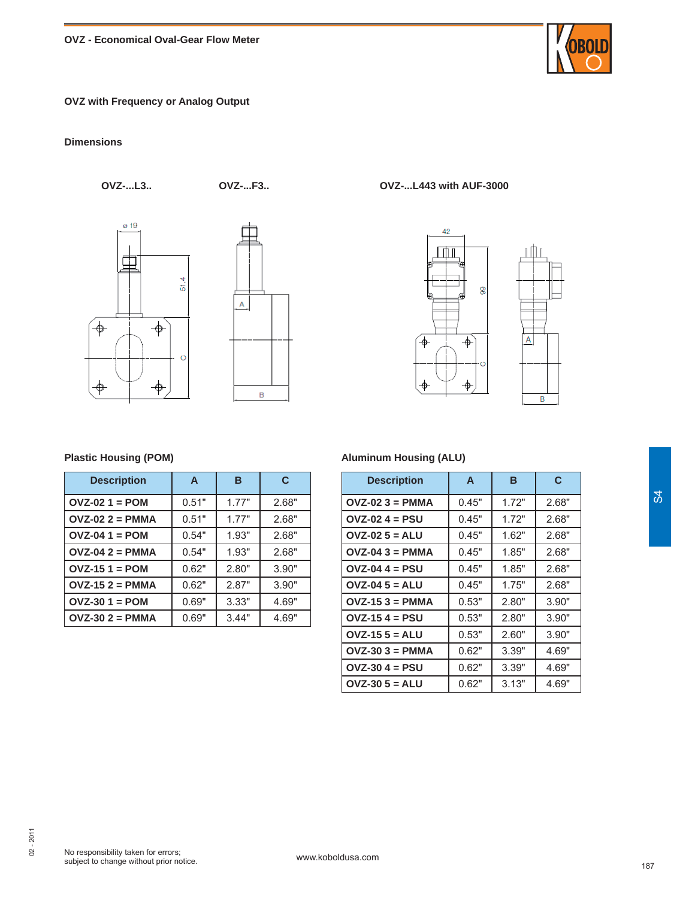## OVZ with Frequency or Analog Output

### Dimensions

**OVZ-...L3..** **OVZ-...F3..** **OVZ-...L443 with AUF-3000**

### Plastic Housing (POM)

| Description | A | B | C |
|---|---|---|---|
| OVZ-02 1 = POM | 0.51" | 1.77" | 2.68" |
| OVZ-02 2 = PMMA | 0.51" | 1.77" | 2.68" |
| OVZ-04 1 = POM | 0.54" | 1.93" | 2.68" |
| OVZ-04 2 = PMMA | 0.54" | 1.93" | 2.68" |
| OVZ-15 1 = POM | 0.62" | 2.80" | 3.90" |
| OVZ-15 2 = PMMA | 0.62" | 2.87" | 3.90" |
| OVZ-30 1 = POM | 0.69" | 3.33" | 4.69" |
| OVZ-30 2 = PMMA | 0.69" | 3.44" | 4.69" |

### Aluminum Housing (ALU)

| Description | A | B | C |
|---|---|---|---|
| OVZ-02 3 = PMMA | 0.45" | 1.72" | 2.68" |
| OVZ-02 4 = PSU | 0.45" | 1.72" | 2.68" |
| OVZ-02 5 = ALU | 0.45" | 1.62" | 2.68" |
| OVZ-04 3 = PMMA | 0.45" | 1.85" | 2.68" |
| OVZ-04 4 = PSU | 0.45" | 1.85" | 2.68" |
| OVZ-04 5 = ALU | 0.45" | 1.75" | 2.68" |
| OVZ-15 3 = PMMA | 0.53" | 2.80" | 3.90" |
| OVZ-15 4 = PSU | 0.53" | 2.80" | 3.90" |
| OVZ-15 5 = ALU | 0.53" | 2.60" | 3.90" |
| OVZ-30 3 = PMMA | 0.62" | 3.39" | 4.69" |
| OVZ-30 4 = PSU | 0.62" | 3.39" | 4.69" |
| OVZ-30 5 = ALU | 0.62" | 3.13" | 4.69" |

No responsibility taken for errors;
subject to change without prior notice.

www.koboldusa.com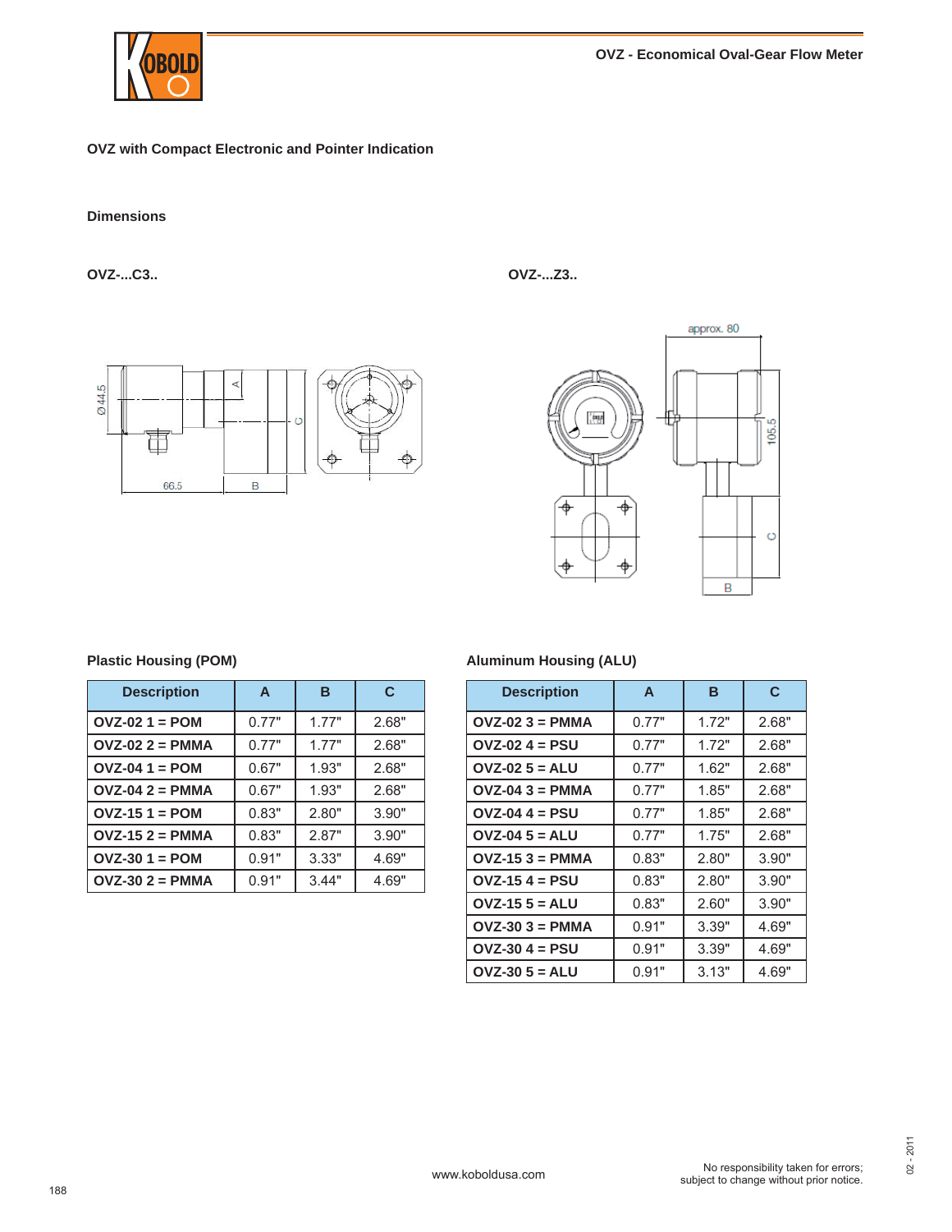## OVZ with Compact Electronic and Pointer Indication

### Dimensions

**OVZ-...C3..**

Ø 44.5

A

C

66.5

B

**OVZ-...Z3..**

approx. 80

105.5

C

B

**Plastic Housing (POM)**

| Description | A | B | C |
|---|---|---|---|
| OVZ-02 1 = POM | 0.77" | 1.77" | 2.68" |
| OVZ-02 2 = PMMA | 0.77" | 1.77" | 2.68" |
| OVZ-04 1 = POM | 0.67" | 1.93" | 2.68" |
| OVZ-04 2 = PMMA | 0.67" | 1.93" | 2.68" |
| OVZ-15 1 = POM | 0.83" | 2.80" | 3.90" |
| OVZ-15 2 = PMMA | 0.83" | 2.87" | 3.90" |
| OVZ-30 1 = POM | 0.91" | 3.33" | 4.69" |
| OVZ-30 2 = PMMA | 0.91" | 3.44" | 4.69" |

**Aluminum Housing (ALU)**

| Description | A | B | C |
|---|---|---|---|
| OVZ-02 3 = PMMA | 0.77" | 1.72" | 2.68" |
| OVZ-02 4 = PSU | 0.77" | 1.72" | 2.68" |
| OVZ-02 5 = ALU | 0.77" | 1.62" | 2.68" |
| OVZ-04 3 = PMMA | 0.77" | 1.85" | 2.68" |
| OVZ-04 4 = PSU | 0.77" | 1.85" | 2.68" |
| OVZ-04 5 = ALU | 0.77" | 1.75" | 2.68" |
| OVZ-15 3 = PMMA | 0.83" | 2.80" | 3.90" |
| OVZ-15 4 = PSU | 0.83" | 2.80" | 3.90" |
| OVZ-15 5 = ALU | 0.83" | 2.60" | 3.90" |
| OVZ-30 3 = PMMA | 0.91" | 3.39" | 4.69" |
| OVZ-30 4 = PSU | 0.91" | 3.39" | 4.69" |
| OVZ-30 5 = ALU | 0.91" | 3.13" | 4.69" |

www.koboldusa.com

No responsibility taken for errors; subject to change without prior notice.